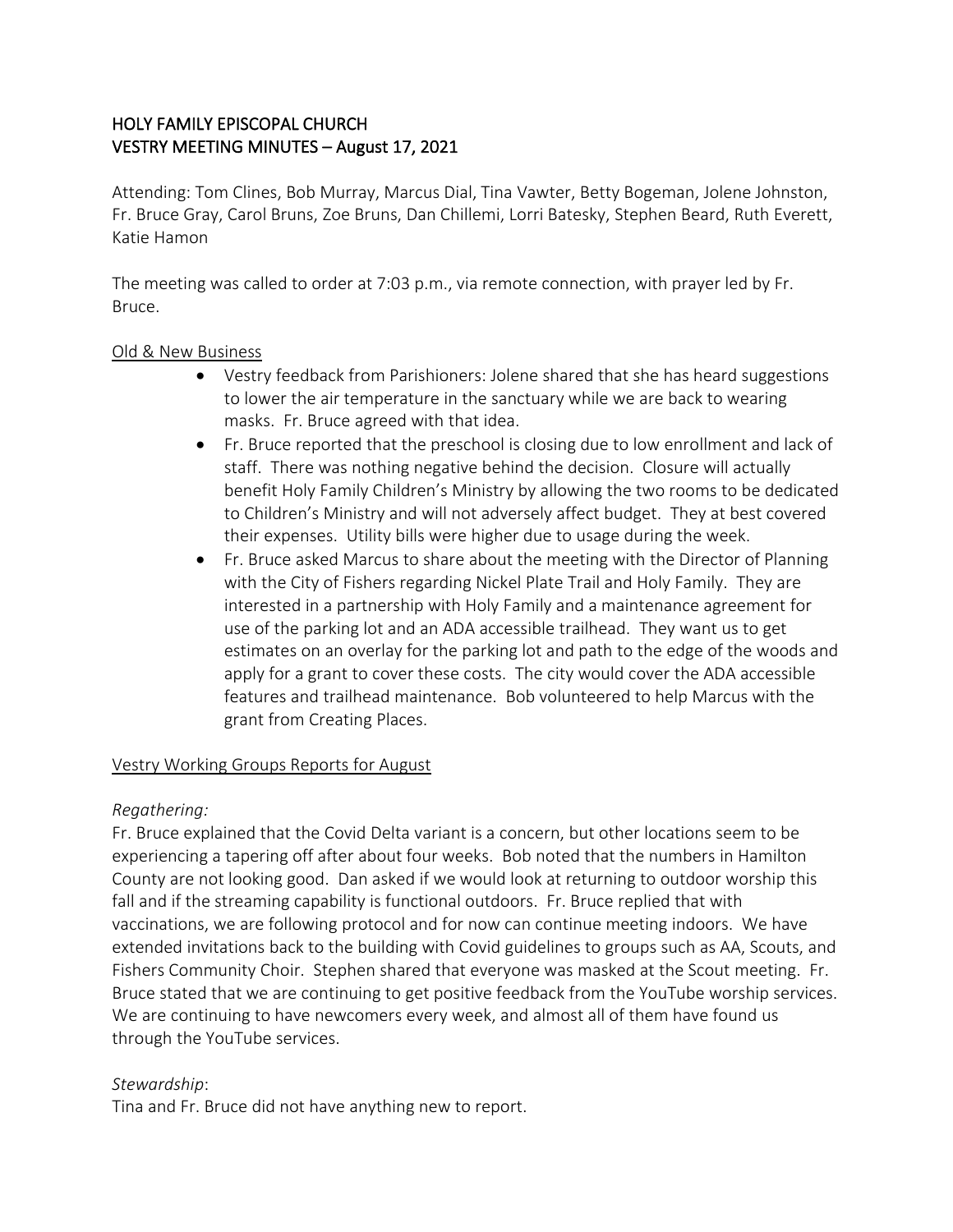# HOLY FAMILY EPISCOPAL CHURCH
# VESTRY MEETING MINUTES – August 17, 2021

Attending: Tom Clines, Bob Murray, Marcus Dial, Tina Vawter, Betty Bogeman, Jolene Johnston, Fr. Bruce Gray, Carol Bruns, Zoe Bruns, Dan Chillemi, Lorri Batesky, Stephen Beard, Ruth Everett, Katie Hamon

The meeting was called to order at 7:03 p.m., via remote connection, with prayer led by Fr. Bruce.

## Old & New Business

- Vestry feedback from Parishioners: Jolene shared that she has heard suggestions to lower the air temperature in the sanctuary while we are back to wearing masks. Fr. Bruce agreed with that idea.
- Fr. Bruce reported that the preschool is closing due to low enrollment and lack of staff. There was nothing negative behind the decision. Closure will actually benefit Holy Family Children's Ministry by allowing the two rooms to be dedicated to Children's Ministry and will not adversely affect budget. They at best covered their expenses. Utility bills were higher due to usage during the week.
- Fr. Bruce asked Marcus to share about the meeting with the Director of Planning with the City of Fishers regarding Nickel Plate Trail and Holy Family. They are interested in a partnership with Holy Family and a maintenance agreement for use of the parking lot and an ADA accessible trailhead. They want us to get estimates on an overlay for the parking lot and path to the edge of the woods and apply for a grant to cover these costs. The city would cover the ADA accessible features and trailhead maintenance. Bob volunteered to help Marcus with the grant from Creating Places.

## Vestry Working Groups Reports for August

*Regathering:*

Fr. Bruce explained that the Covid Delta variant is a concern, but other locations seem to be experiencing a tapering off after about four weeks. Bob noted that the numbers in Hamilton County are not looking good. Dan asked if we would look at returning to outdoor worship this fall and if the streaming capability is functional outdoors. Fr. Bruce replied that with vaccinations, we are following protocol and for now can continue meeting indoors. We have extended invitations back to the building with Covid guidelines to groups such as AA, Scouts, and Fishers Community Choir. Stephen shared that everyone was masked at the Scout meeting. Fr. Bruce stated that we are continuing to get positive feedback from the YouTube worship services. We are continuing to have newcomers every week, and almost all of them have found us through the YouTube services.

*Stewardship*:

Tina and Fr. Bruce did not have anything new to report.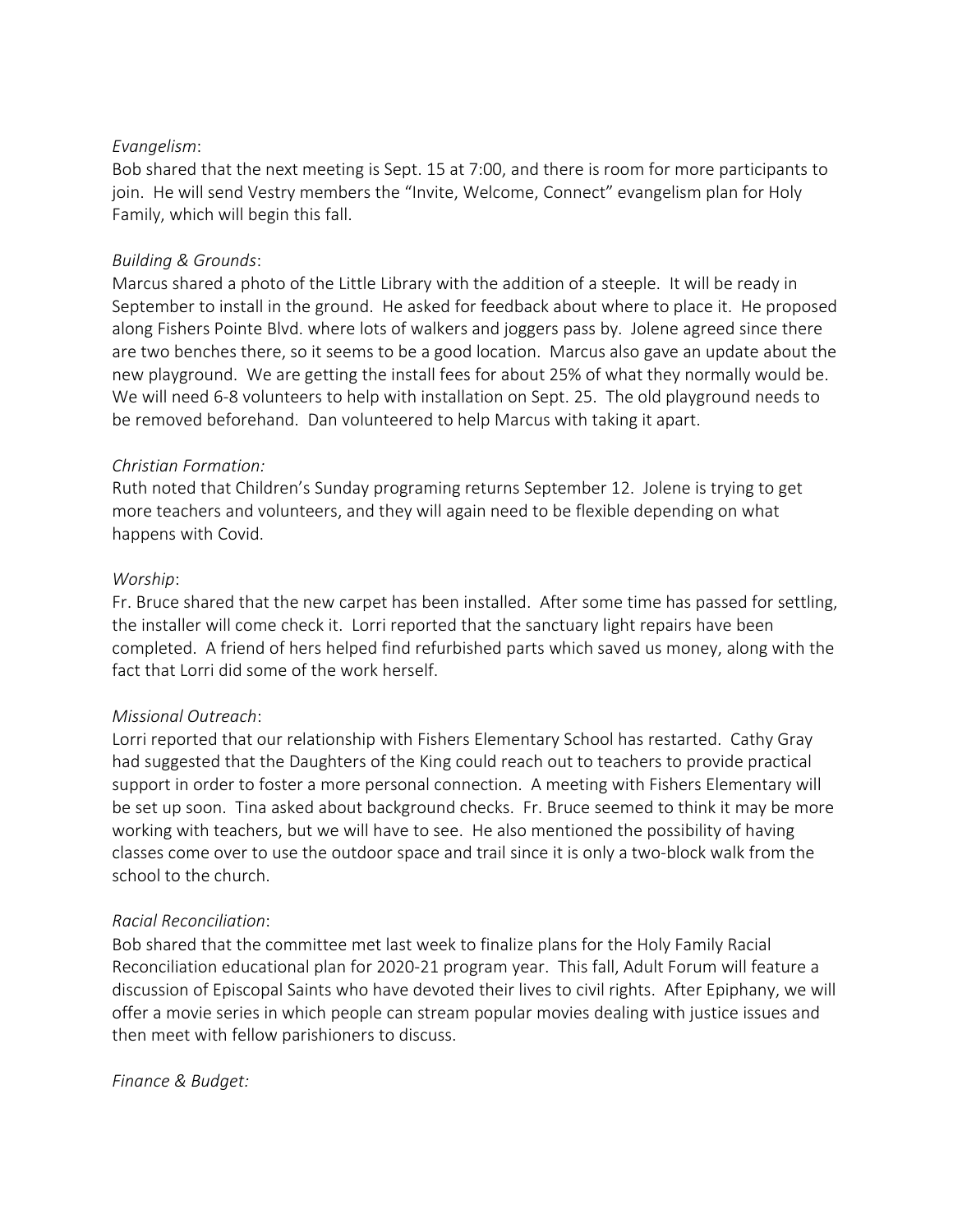*Evangelism*:

Bob shared that the next meeting is Sept. 15 at 7:00, and there is room for more participants to join. He will send Vestry members the "Invite, Welcome, Connect" evangelism plan for Holy Family, which will begin this fall.

*Building & Grounds*:

Marcus shared a photo of the Little Library with the addition of a steeple. It will be ready in September to install in the ground. He asked for feedback about where to place it. He proposed along Fishers Pointe Blvd. where lots of walkers and joggers pass by. Jolene agreed since there are two benches there, so it seems to be a good location. Marcus also gave an update about the new playground. We are getting the install fees for about 25% of what they normally would be. We will need 6-8 volunteers to help with installation on Sept. 25. The old playground needs to be removed beforehand. Dan volunteered to help Marcus with taking it apart.

*Christian Formation:*

Ruth noted that Children's Sunday programing returns September 12. Jolene is trying to get more teachers and volunteers, and they will again need to be flexible depending on what happens with Covid.

*Worship*:

Fr. Bruce shared that the new carpet has been installed. After some time has passed for settling, the installer will come check it. Lorri reported that the sanctuary light repairs have been completed. A friend of hers helped find refurbished parts which saved us money, along with the fact that Lorri did some of the work herself.

*Missional Outreach*:

Lorri reported that our relationship with Fishers Elementary School has restarted. Cathy Gray had suggested that the Daughters of the King could reach out to teachers to provide practical support in order to foster a more personal connection. A meeting with Fishers Elementary will be set up soon. Tina asked about background checks. Fr. Bruce seemed to think it may be more working with teachers, but we will have to see. He also mentioned the possibility of having classes come over to use the outdoor space and trail since it is only a two-block walk from the school to the church.

*Racial Reconciliation*:

Bob shared that the committee met last week to finalize plans for the Holy Family Racial Reconciliation educational plan for 2020-21 program year. This fall, Adult Forum will feature a discussion of Episcopal Saints who have devoted their lives to civil rights. After Epiphany, we will offer a movie series in which people can stream popular movies dealing with justice issues and then meet with fellow parishioners to discuss.

*Finance & Budget:*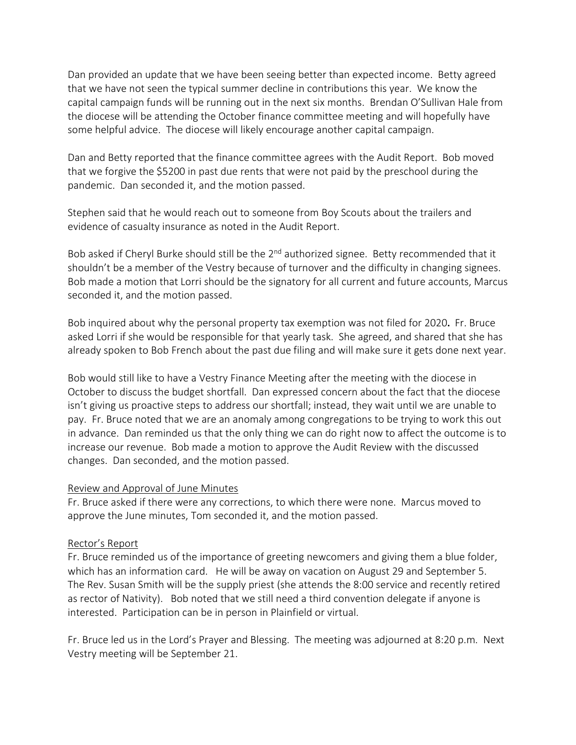Dan provided an update that we have been seeing better than expected income. Betty agreed that we have not seen the typical summer decline in contributions this year. We know the capital campaign funds will be running out in the next six months. Brendan O'Sullivan Hale from the diocese will be attending the October finance committee meeting and will hopefully have some helpful advice. The diocese will likely encourage another capital campaign.

Dan and Betty reported that the finance committee agrees with the Audit Report. Bob moved that we forgive the $5200 in past due rents that were not paid by the preschool during the pandemic. Dan seconded it, and the motion passed.

Stephen said that he would reach out to someone from Boy Scouts about the trailers and evidence of casualty insurance as noted in the Audit Report.

Bob asked if Cheryl Burke should still be the 2nd authorized signee. Betty recommended that it shouldn't be a member of the Vestry because of turnover and the difficulty in changing signees. Bob made a motion that Lorri should be the signatory for all current and future accounts, Marcus seconded it, and the motion passed.

Bob inquired about why the personal property tax exemption was not filed for 2020**.** Fr. Bruce asked Lorri if she would be responsible for that yearly task. She agreed, and shared that she has already spoken to Bob French about the past due filing and will make sure it gets done next year.

Bob would still like to have a Vestry Finance Meeting after the meeting with the diocese in October to discuss the budget shortfall. Dan expressed concern about the fact that the diocese isn't giving us proactive steps to address our shortfall; instead, they wait until we are unable to pay. Fr. Bruce noted that we are an anomaly among congregations to be trying to work this out in advance. Dan reminded us that the only thing we can do right now to affect the outcome is to increase our revenue. Bob made a motion to approve the Audit Review with the discussed changes. Dan seconded, and the motion passed.

<u>Review and Approval of June Minutes</u>
Fr. Bruce asked if there were any corrections, to which there were none. Marcus moved to approve the June minutes, Tom seconded it, and the motion passed.

<u>Rector's Report</u>
Fr. Bruce reminded us of the importance of greeting newcomers and giving them a blue folder, which has an information card. He will be away on vacation on August 29 and September 5. The Rev. Susan Smith will be the supply priest (she attends the 8:00 service and recently retired as rector of Nativity). Bob noted that we still need a third convention delegate if anyone is interested. Participation can be in person in Plainfield or virtual.

Fr. Bruce led us in the Lord's Prayer and Blessing. The meeting was adjourned at 8:20 p.m. Next Vestry meeting will be September 21.